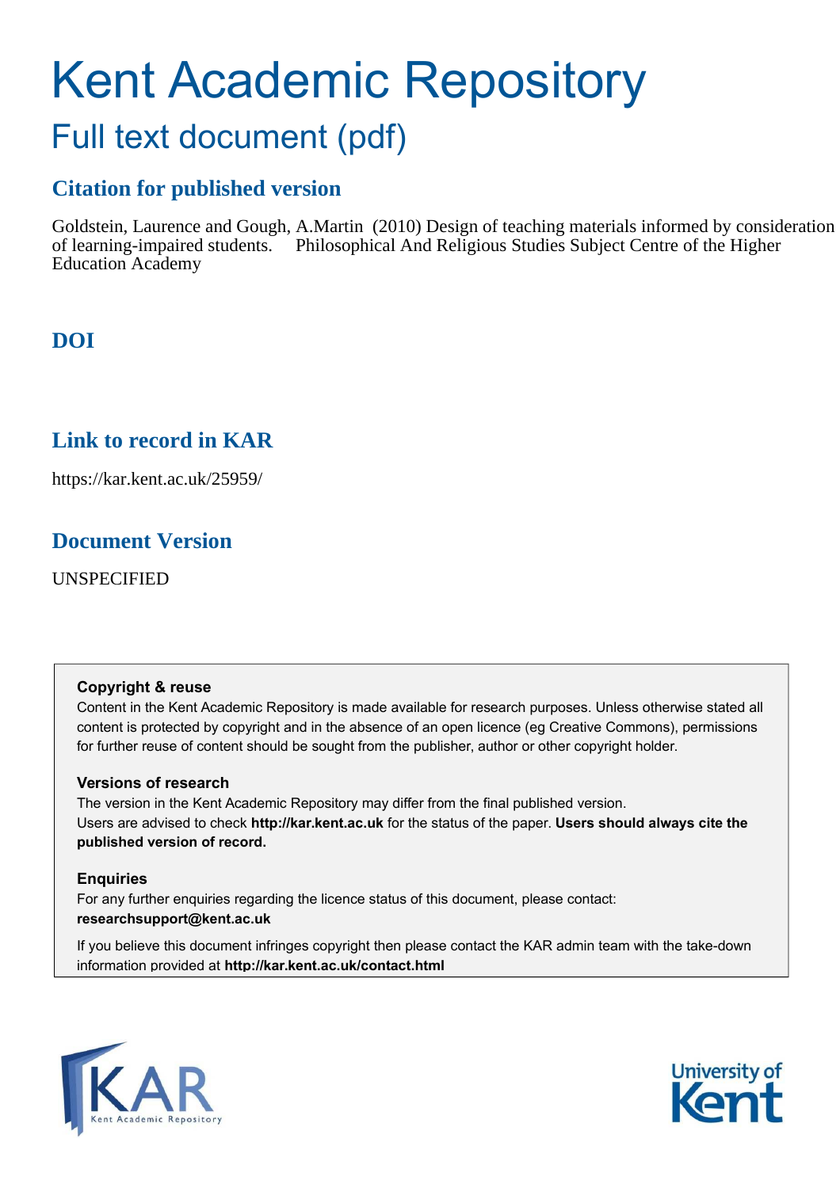# Kent Academic Repository

## Full text document (pdf)

### Citation for published version

Goldstein, Laurence and Gough, A.Martin (2010) Design of teaching materials informed by consideration of learning-impaired students. Philosophical And Religious Studies Subject Centre of the Higher Education Academy

### DOI

### Link to record in KAR

https://kar.kent.ac.uk/25959/

### Document Version

UNSPECIFIED

**Copyright & reuse**

Content in the Kent Academic Repository is made available for research purposes. Unless otherwise stated all content is protected by copyright and in the absence of an open licence (eg Creative Commons), permissions for further reuse of content should be sought from the publisher, author or other copyright holder.

**Versions of research**

The version in the Kent Academic Repository may differ from the final published version.
Users are advised to check **http://kar.kent.ac.uk** for the status of the paper. **Users should always cite the published version of record.**

**Enquiries**

For any further enquiries regarding the licence status of this document, please contact:
**researchsupport@kent.ac.uk**

If you believe this document infringes copyright then please contact the KAR admin team with the take-down information provided at **http://kar.kent.ac.uk/contact.html**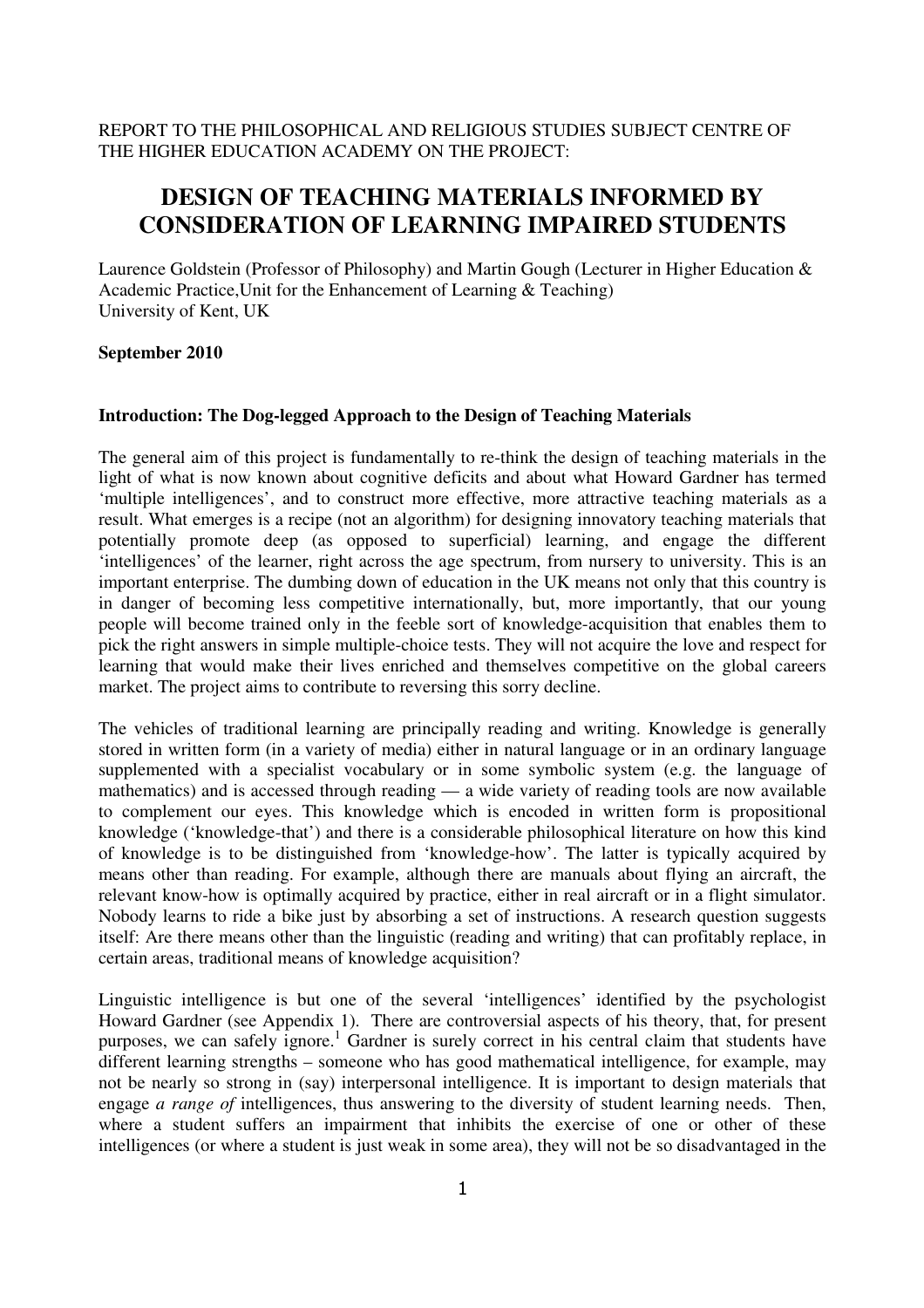REPORT TO THE PHILOSOPHICAL AND RELIGIOUS STUDIES SUBJECT CENTRE OF THE HIGHER EDUCATION ACADEMY ON THE PROJECT:

# DESIGN OF TEACHING MATERIALS INFORMED BY CONSIDERATION OF LEARNING IMPAIRED STUDENTS

Laurence Goldstein (Professor of Philosophy) and Martin Gough (Lecturer in Higher Education & Academic Practice,Unit for the Enhancement of Learning & Teaching)
University of Kent, UK

**September 2010**

### Introduction: The Dog-legged Approach to the Design of Teaching Materials

The general aim of this project is fundamentally to re-think the design of teaching materials in the light of what is now known about cognitive deficits and about what Howard Gardner has termed 'multiple intelligences', and to construct more effective, more attractive teaching materials as a result. What emerges is a recipe (not an algorithm) for designing innovatory teaching materials that potentially promote deep (as opposed to superficial) learning, and engage the different 'intelligences' of the learner, right across the age spectrum, from nursery to university. This is an important enterprise. The dumbing down of education in the UK means not only that this country is in danger of becoming less competitive internationally, but, more importantly, that our young people will become trained only in the feeble sort of knowledge-acquisition that enables them to pick the right answers in simple multiple-choice tests. They will not acquire the love and respect for learning that would make their lives enriched and themselves competitive on the global careers market. The project aims to contribute to reversing this sorry decline.

The vehicles of traditional learning are principally reading and writing. Knowledge is generally stored in written form (in a variety of media) either in natural language or in an ordinary language supplemented with a specialist vocabulary or in some symbolic system (e.g. the language of mathematics) and is accessed through reading — a wide variety of reading tools are now available to complement our eyes. This knowledge which is encoded in written form is propositional knowledge ('knowledge-that') and there is a considerable philosophical literature on how this kind of knowledge is to be distinguished from 'knowledge-how'. The latter is typically acquired by means other than reading. For example, although there are manuals about flying an aircraft, the relevant know-how is optimally acquired by practice, either in real aircraft or in a flight simulator. Nobody learns to ride a bike just by absorbing a set of instructions. A research question suggests itself: Are there means other than the linguistic (reading and writing) that can profitably replace, in certain areas, traditional means of knowledge acquisition?

Linguistic intelligence is but one of the several 'intelligences' identified by the psychologist Howard Gardner (see Appendix 1). There are controversial aspects of his theory, that, for present purposes, we can safely ignore.[1] Gardner is surely correct in his central claim that students have different learning strengths – someone who has good mathematical intelligence, for example, may not be nearly so strong in (say) interpersonal intelligence. It is important to design materials that engage *a range of* intelligences, thus answering to the diversity of student learning needs. Then, where a student suffers an impairment that inhibits the exercise of one or other of these intelligences (or where a student is just weak in some area), they will not be so disadvantaged in the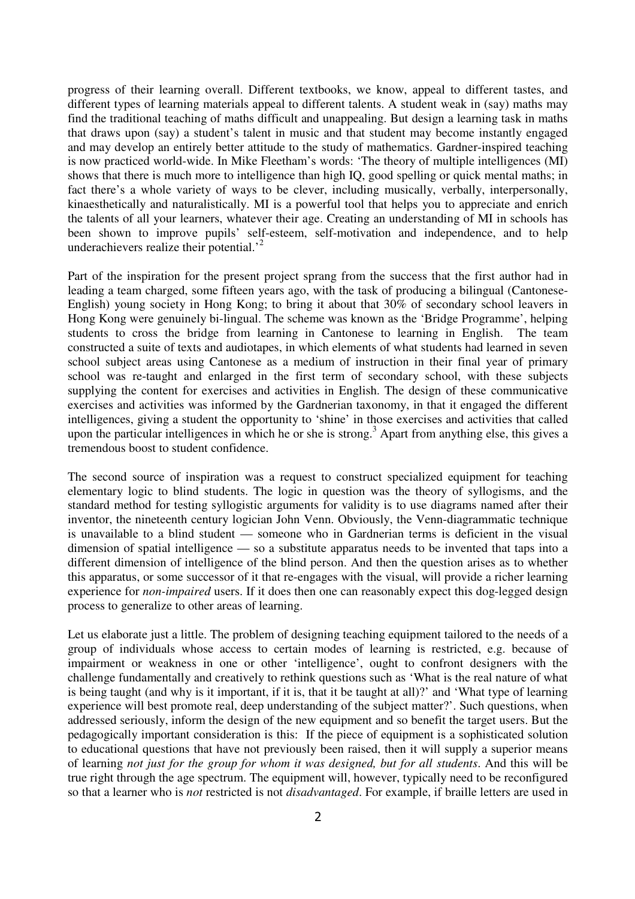progress of their learning overall. Different textbooks, we know, appeal to different tastes, and different types of learning materials appeal to different talents. A student weak in (say) maths may find the traditional teaching of maths difficult and unappealing. But design a learning task in maths that draws upon (say) a student's talent in music and that student may become instantly engaged and may develop an entirely better attitude to the study of mathematics. Gardner-inspired teaching is now practiced world-wide. In Mike Fleetham's words: 'The theory of multiple intelligences (MI) shows that there is much more to intelligence than high IQ, good spelling or quick mental maths; in fact there's a whole variety of ways to be clever, including musically, verbally, interpersonally, kinaesthetically and naturalistically. MI is a powerful tool that helps you to appreciate and enrich the talents of all your learners, whatever their age. Creating an understanding of MI in schools has been shown to improve pupils' self-esteem, self-motivation and independence, and to help underachievers realize their potential.'[2]

Part of the inspiration for the present project sprang from the success that the first author had in leading a team charged, some fifteen years ago, with the task of producing a bilingual (Cantonese-English) young society in Hong Kong; to bring it about that 30% of secondary school leavers in Hong Kong were genuinely bi-lingual. The scheme was known as the 'Bridge Programme', helping students to cross the bridge from learning in Cantonese to learning in English. The team constructed a suite of texts and audiotapes, in which elements of what students had learned in seven school subject areas using Cantonese as a medium of instruction in their final year of primary school was re-taught and enlarged in the first term of secondary school, with these subjects supplying the content for exercises and activities in English. The design of these communicative exercises and activities was informed by the Gardnerian taxonomy, in that it engaged the different intelligences, giving a student the opportunity to 'shine' in those exercises and activities that called upon the particular intelligences in which he or she is strong.[3] Apart from anything else, this gives a tremendous boost to student confidence.

The second source of inspiration was a request to construct specialized equipment for teaching elementary logic to blind students. The logic in question was the theory of syllogisms, and the standard method for testing syllogistic arguments for validity is to use diagrams named after their inventor, the nineteenth century logician John Venn. Obviously, the Venn-diagrammatic technique is unavailable to a blind student — someone who in Gardnerian terms is deficient in the visual dimension of spatial intelligence — so a substitute apparatus needs to be invented that taps into a different dimension of intelligence of the blind person. And then the question arises as to whether this apparatus, or some successor of it that re-engages with the visual, will provide a richer learning experience for *non-impaired* users. If it does then one can reasonably expect this dog-legged design process to generalize to other areas of learning.

Let us elaborate just a little. The problem of designing teaching equipment tailored to the needs of a group of individuals whose access to certain modes of learning is restricted, e.g. because of impairment or weakness in one or other 'intelligence', ought to confront designers with the challenge fundamentally and creatively to rethink questions such as 'What is the real nature of what is being taught (and why is it important, if it is, that it be taught at all)?' and 'What type of learning experience will best promote real, deep understanding of the subject matter?'. Such questions, when addressed seriously, inform the design of the new equipment and so benefit the target users. But the pedagogically important consideration is this: If the piece of equipment is a sophisticated solution to educational questions that have not previously been raised, then it will supply a superior means of learning *not just for the group for whom it was designed, but for all students*. And this will be true right through the age spectrum. The equipment will, however, typically need to be reconfigured so that a learner who is *not* restricted is not *disadvantaged*. For example, if braille letters are used in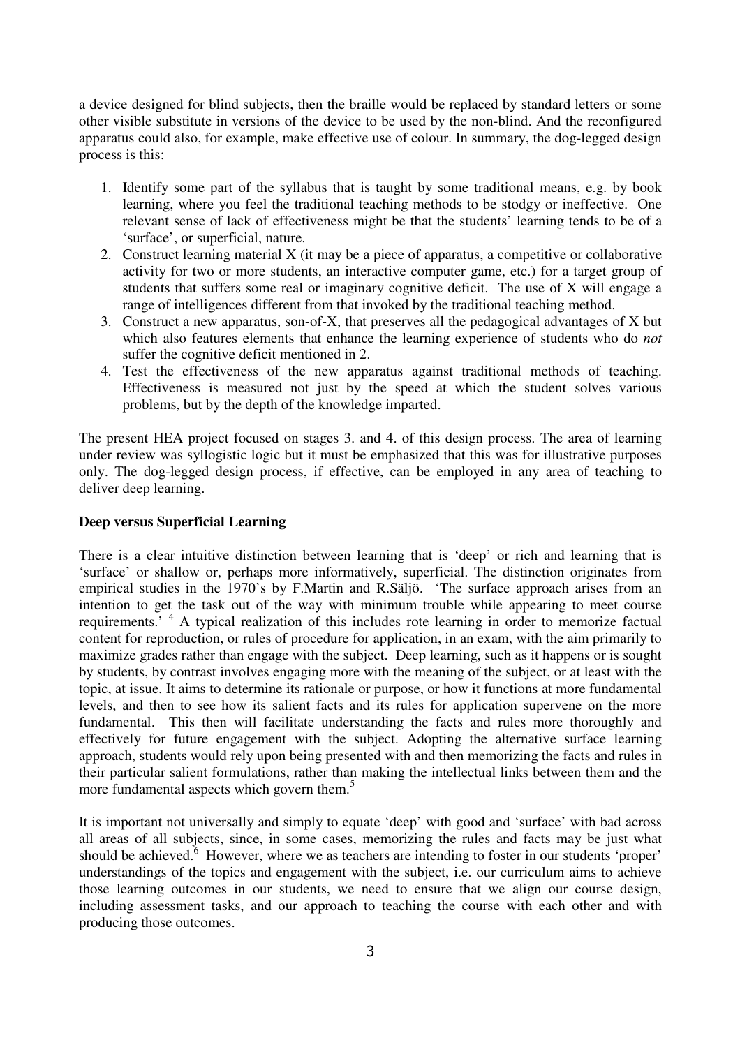a device designed for blind subjects, then the braille would be replaced by standard letters or some other visible substitute in versions of the device to be used by the non-blind. And the reconfigured apparatus could also, for example, make effective use of colour. In summary, the dog-legged design process is this:

1. Identify some part of the syllabus that is taught by some traditional means, e.g. by book learning, where you feel the traditional teaching methods to be stodgy or ineffective. One relevant sense of lack of effectiveness might be that the students' learning tends to be of a 'surface', or superficial, nature.
2. Construct learning material X (it may be a piece of apparatus, a competitive or collaborative activity for two or more students, an interactive computer game, etc.) for a target group of students that suffers some real or imaginary cognitive deficit. The use of X will engage a range of intelligences different from that invoked by the traditional teaching method.
3. Construct a new apparatus, son-of-X, that preserves all the pedagogical advantages of X but which also features elements that enhance the learning experience of students who do *not* suffer the cognitive deficit mentioned in 2.
4. Test the effectiveness of the new apparatus against traditional methods of teaching. Effectiveness is measured not just by the speed at which the student solves various problems, but by the depth of the knowledge imparted.

The present HEA project focused on stages 3. and 4. of this design process. The area of learning under review was syllogistic logic but it must be emphasized that this was for illustrative purposes only. The dog-legged design process, if effective, can be employed in any area of teaching to deliver deep learning.

**Deep versus Superficial Learning**

There is a clear intuitive distinction between learning that is 'deep' or rich and learning that is 'surface' or shallow or, perhaps more informatively, superficial. The distinction originates from empirical studies in the 1970's by F.Martin and R.Säljö. 'The surface approach arises from an intention to get the task out of the way with minimum trouble while appearing to meet course requirements.' [4] A typical realization of this includes rote learning in order to memorize factual content for reproduction, or rules of procedure for application, in an exam, with the aim primarily to maximize grades rather than engage with the subject. Deep learning, such as it happens or is sought by students, by contrast involves engaging more with the meaning of the subject, or at least with the topic, at issue. It aims to determine its rationale or purpose, or how it functions at more fundamental levels, and then to see how its salient facts and its rules for application supervene on the more fundamental. This then will facilitate understanding the facts and rules more thoroughly and effectively for future engagement with the subject. Adopting the alternative surface learning approach, students would rely upon being presented with and then memorizing the facts and rules in their particular salient formulations, rather than making the intellectual links between them and the more fundamental aspects which govern them.[5]

It is important not universally and simply to equate 'deep' with good and 'surface' with bad across all areas of all subjects, since, in some cases, memorizing the rules and facts may be just what should be achieved.[6] However, where we as teachers are intending to foster in our students 'proper' understandings of the topics and engagement with the subject, i.e. our curriculum aims to achieve those learning outcomes in our students, we need to ensure that we align our course design, including assessment tasks, and our approach to teaching the course with each other and with producing those outcomes.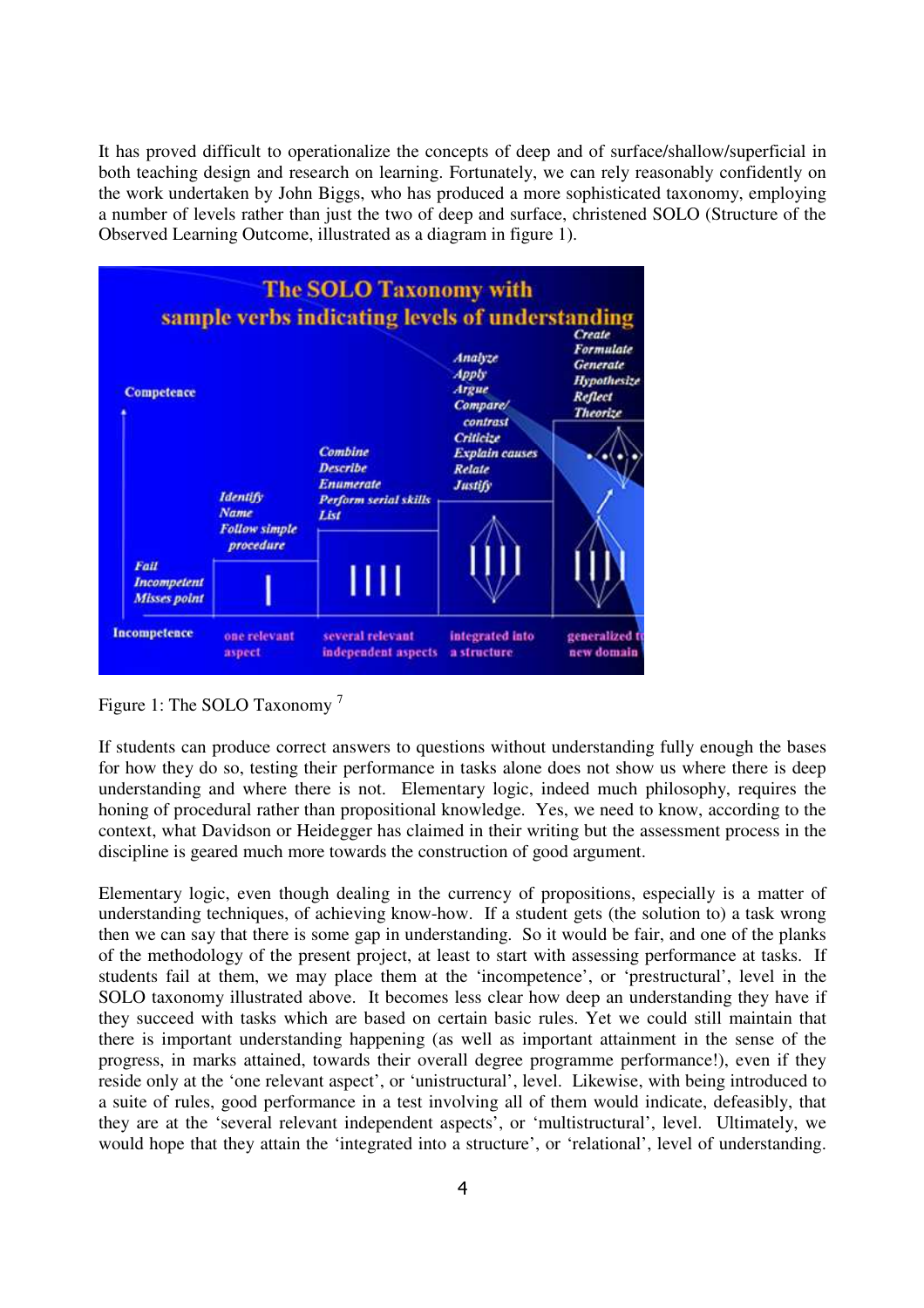It has proved difficult to operationalize the concepts of deep and of surface/shallow/superficial in both teaching design and research on learning. Fortunately, we can rely reasonably confidently on the work undertaken by John Biggs, who has produced a more sophisticated taxonomy, employing a number of levels rather than just the two of deep and surface, christened SOLO (Structure of the Observed Learning Outcome, illustrated as a diagram in figure 1).

Figure 1: The SOLO Taxonomy [7]

If students can produce correct answers to questions without understanding fully enough the bases for how they do so, testing their performance in tasks alone does not show us where there is deep understanding and where there is not. Elementary logic, indeed much philosophy, requires the honing of procedural rather than propositional knowledge. Yes, we need to know, according to the context, what Davidson or Heidegger has claimed in their writing but the assessment process in the discipline is geared much more towards the construction of good argument.

Elementary logic, even though dealing in the currency of propositions, especially is a matter of understanding techniques, of achieving know-how. If a student gets (the solution to) a task wrong then we can say that there is some gap in understanding. So it would be fair, and one of the planks of the methodology of the present project, at least to start with assessing performance at tasks. If students fail at them, we may place them at the 'incompetence', or 'prestructural', level in the SOLO taxonomy illustrated above. It becomes less clear how deep an understanding they have if they succeed with tasks which are based on certain basic rules. Yet we could still maintain that there is important understanding happening (as well as important attainment in the sense of the progress, in marks attained, towards their overall degree programme performance!), even if they reside only at the 'one relevant aspect', or 'unistructural', level. Likewise, with being introduced to a suite of rules, good performance in a test involving all of them would indicate, defeasibly, that they are at the 'several relevant independent aspects', or 'multistructural', level. Ultimately, we would hope that they attain the 'integrated into a structure', or 'relational', level of understanding.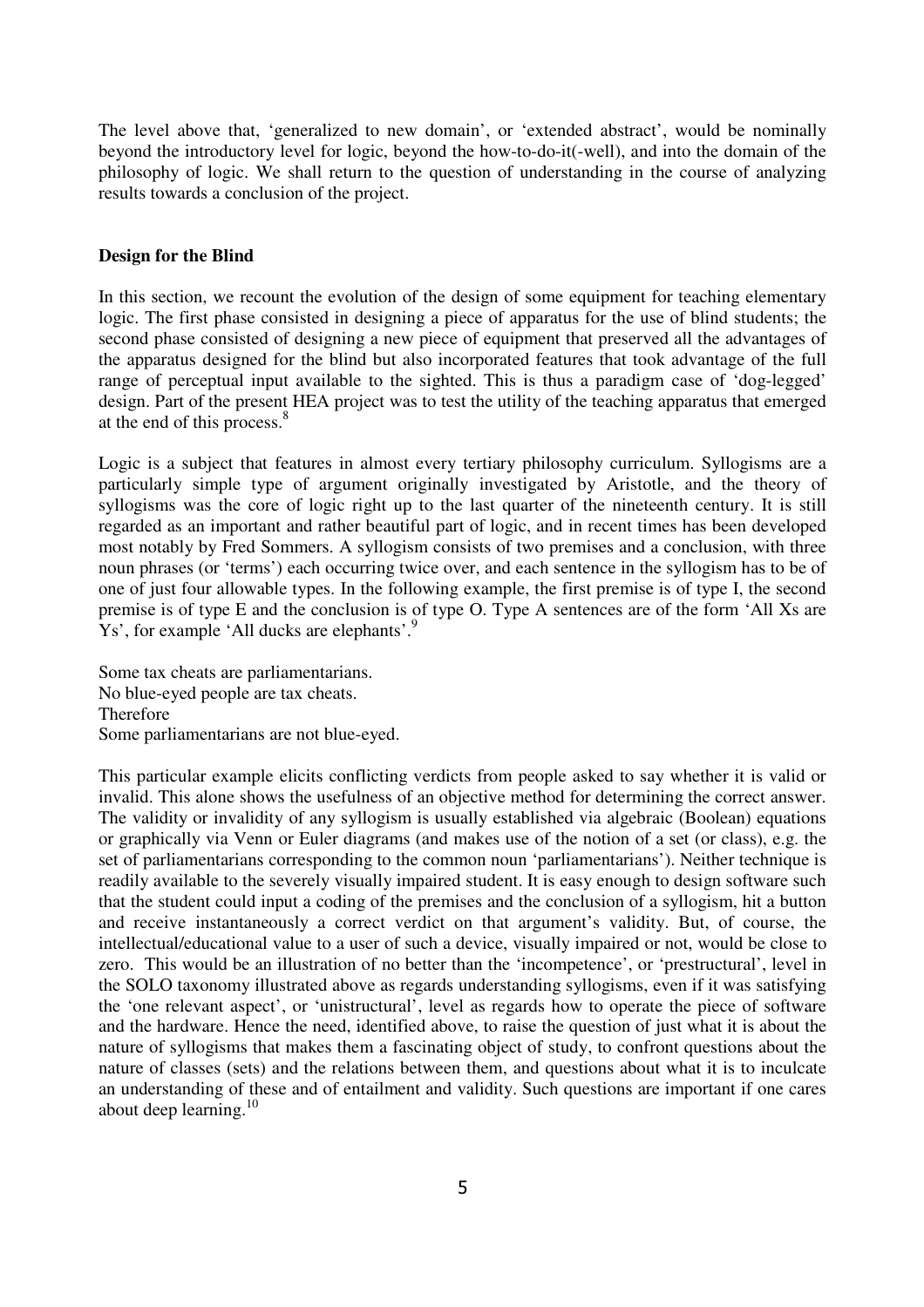The level above that, 'generalized to new domain', or 'extended abstract', would be nominally beyond the introductory level for logic, beyond the how-to-do-it(-well), and into the domain of the philosophy of logic. We shall return to the question of understanding in the course of analyzing results towards a conclusion of the project.

**Design for the Blind**

In this section, we recount the evolution of the design of some equipment for teaching elementary logic. The first phase consisted in designing a piece of apparatus for the use of blind students; the second phase consisted of designing a new piece of equipment that preserved all the advantages of the apparatus designed for the blind but also incorporated features that took advantage of the full range of perceptual input available to the sighted. This is thus a paradigm case of 'dog-legged' design. Part of the present HEA project was to test the utility of the teaching apparatus that emerged at the end of this process.[8]

Logic is a subject that features in almost every tertiary philosophy curriculum. Syllogisms are a particularly simple type of argument originally investigated by Aristotle, and the theory of syllogisms was the core of logic right up to the last quarter of the nineteenth century. It is still regarded as an important and rather beautiful part of logic, and in recent times has been developed most notably by Fred Sommers. A syllogism consists of two premises and a conclusion, with three noun phrases (or 'terms') each occurring twice over, and each sentence in the syllogism has to be of one of just four allowable types. In the following example, the first premise is of type I, the second premise is of type E and the conclusion is of type O. Type A sentences are of the form 'All Xs are Ys', for example 'All ducks are elephants'.[9]

Some tax cheats are parliamentarians.
No blue-eyed people are tax cheats.
Therefore
Some parliamentarians are not blue-eyed.

This particular example elicits conflicting verdicts from people asked to say whether it is valid or invalid. This alone shows the usefulness of an objective method for determining the correct answer. The validity or invalidity of any syllogism is usually established via algebraic (Boolean) equations or graphically via Venn or Euler diagrams (and makes use of the notion of a set (or class), e.g. the set of parliamentarians corresponding to the common noun 'parliamentarians'). Neither technique is readily available to the severely visually impaired student. It is easy enough to design software such that the student could input a coding of the premises and the conclusion of a syllogism, hit a button and receive instantaneously a correct verdict on that argument's validity. But, of course, the intellectual/educational value to a user of such a device, visually impaired or not, would be close to zero. This would be an illustration of no better than the 'incompetence', or 'prestructural', level in the SOLO taxonomy illustrated above as regards understanding syllogisms, even if it was satisfying the 'one relevant aspect', or 'unistructural', level as regards how to operate the piece of software and the hardware. Hence the need, identified above, to raise the question of just what it is about the nature of syllogisms that makes them a fascinating object of study, to confront questions about the nature of classes (sets) and the relations between them, and questions about what it is to inculcate an understanding of these and of entailment and validity. Such questions are important if one cares about deep learning.[10]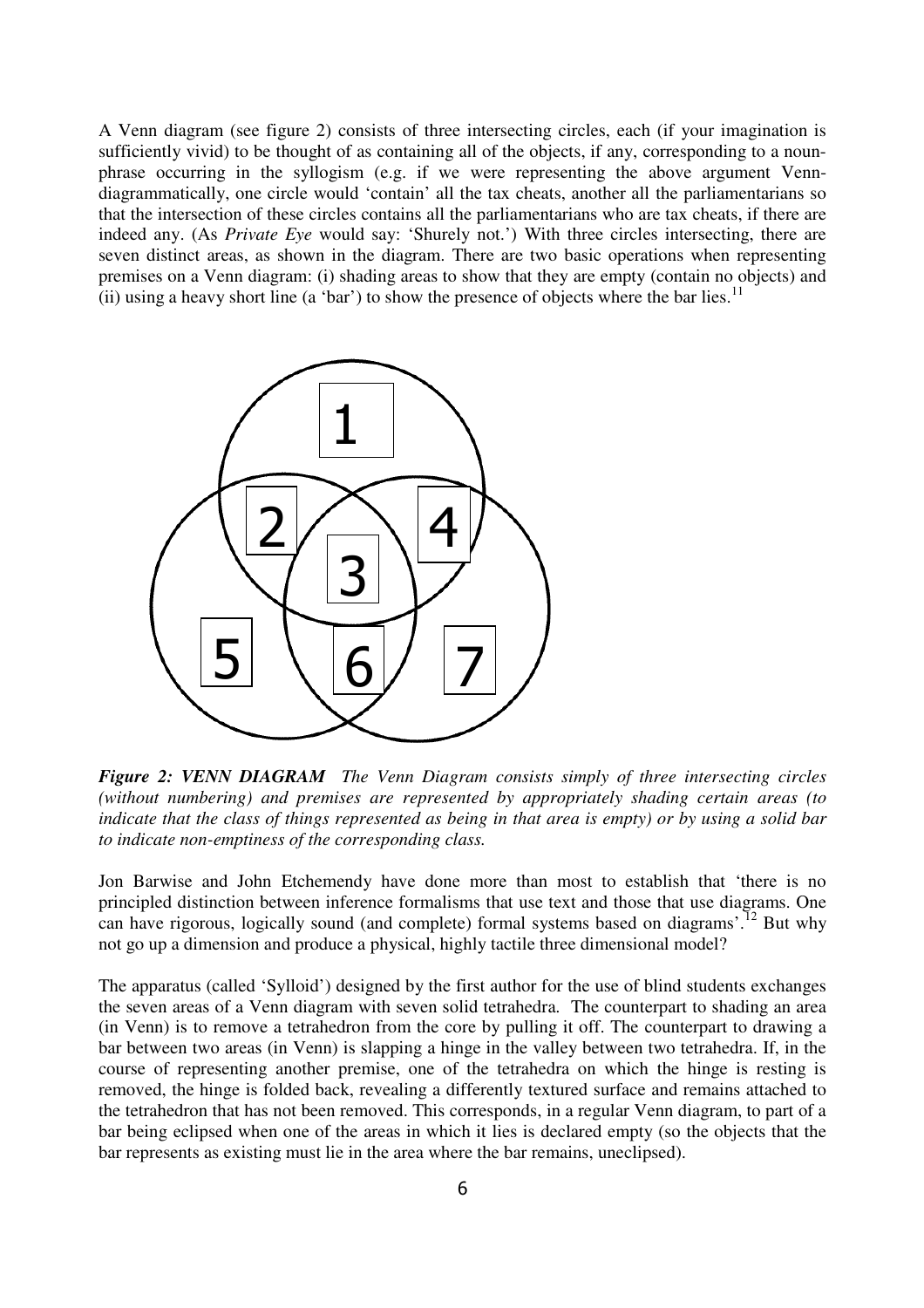A Venn diagram (see figure 2) consists of three intersecting circles, each (if your imagination is sufficiently vivid) to be thought of as containing all of the objects, if any, corresponding to a noun-phrase occurring in the syllogism (e.g. if we were representing the above argument Venn-diagrammatically, one circle would 'contain' all the tax cheats, another all the parliamentarians so that the intersection of these circles contains all the parliamentarians who are tax cheats, if there are indeed any. (As *Private Eye* would say: 'Shurely not.') With three circles intersecting, there are seven distinct areas, as shown in the diagram. There are two basic operations when representing premises on a Venn diagram: (i) shading areas to show that they are empty (contain no objects) and (ii) using a heavy short line (a 'bar') to show the presence of objects where the bar lies.[11]

***Figure 2: VENN DIAGRAM*** *The Venn Diagram consists simply of three intersecting circles (without numbering) and premises are represented by appropriately shading certain areas (to indicate that the class of things represented as being in that area is empty) or by using a solid bar to indicate non-emptiness of the corresponding class.*

Jon Barwise and John Etchemendy have done more than most to establish that 'there is no principled distinction between inference formalisms that use text and those that use diagrams. One can have rigorous, logically sound (and complete) formal systems based on diagrams'.[12] But why not go up a dimension and produce a physical, highly tactile three dimensional model?

The apparatus (called 'Sylloid') designed by the first author for the use of blind students exchanges the seven areas of a Venn diagram with seven solid tetrahedra. The counterpart to shading an area (in Venn) is to remove a tetrahedron from the core by pulling it off. The counterpart to drawing a bar between two areas (in Venn) is slapping a hinge in the valley between two tetrahedra. If, in the course of representing another premise, one of the tetrahedra on which the hinge is resting is removed, the hinge is folded back, revealing a differently textured surface and remains attached to the tetrahedron that has not been removed. This corresponds, in a regular Venn diagram, to part of a bar being eclipsed when one of the areas in which it lies is declared empty (so the objects that the bar represents as existing must lie in the area where the bar remains, uneclipsed).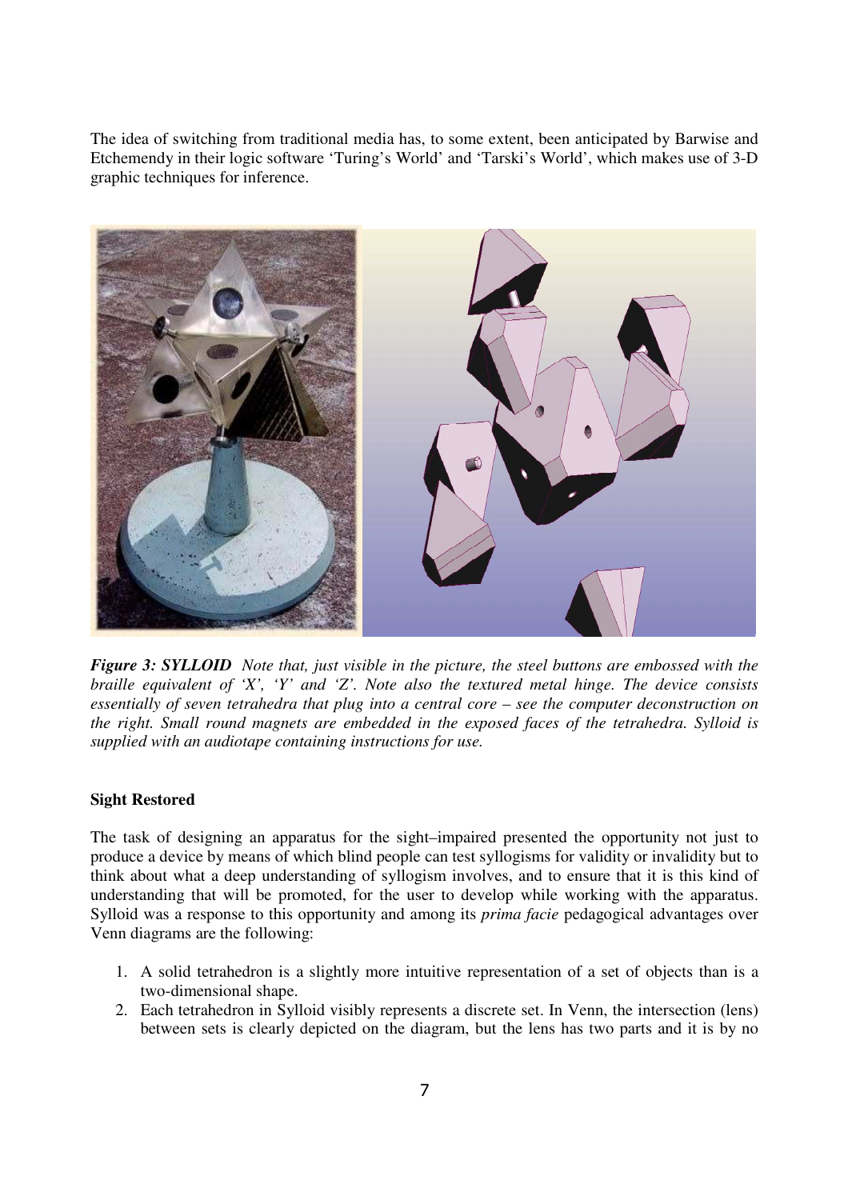The idea of switching from traditional media has, to some extent, been anticipated by Barwise and Etchemendy in their logic software 'Turing's World' and 'Tarski's World', which makes use of 3-D graphic techniques for inference.

***Figure 3: SYLLOID*** *Note that, just visible in the picture, the steel buttons are embossed with the braille equivalent of 'X', 'Y' and 'Z'. Note also the textured metal hinge. The device consists essentially of seven tetrahedra that plug into a central core – see the computer deconstruction on the right. Small round magnets are embedded in the exposed faces of the tetrahedra. Sylloid is supplied with an audiotape containing instructions for use.*

**Sight Restored**

The task of designing an apparatus for the sight–impaired presented the opportunity not just to produce a device by means of which blind people can test syllogisms for validity or invalidity but to think about what a deep understanding of syllogism involves, and to ensure that it is this kind of understanding that will be promoted, for the user to develop while working with the apparatus. Sylloid was a response to this opportunity and among its *prima facie* pedagogical advantages over Venn diagrams are the following:

1. A solid tetrahedron is a slightly more intuitive representation of a set of objects than is a two-dimensional shape.
2. Each tetrahedron in Sylloid visibly represents a discrete set. In Venn, the intersection (lens) between sets is clearly depicted on the diagram, but the lens has two parts and it is by no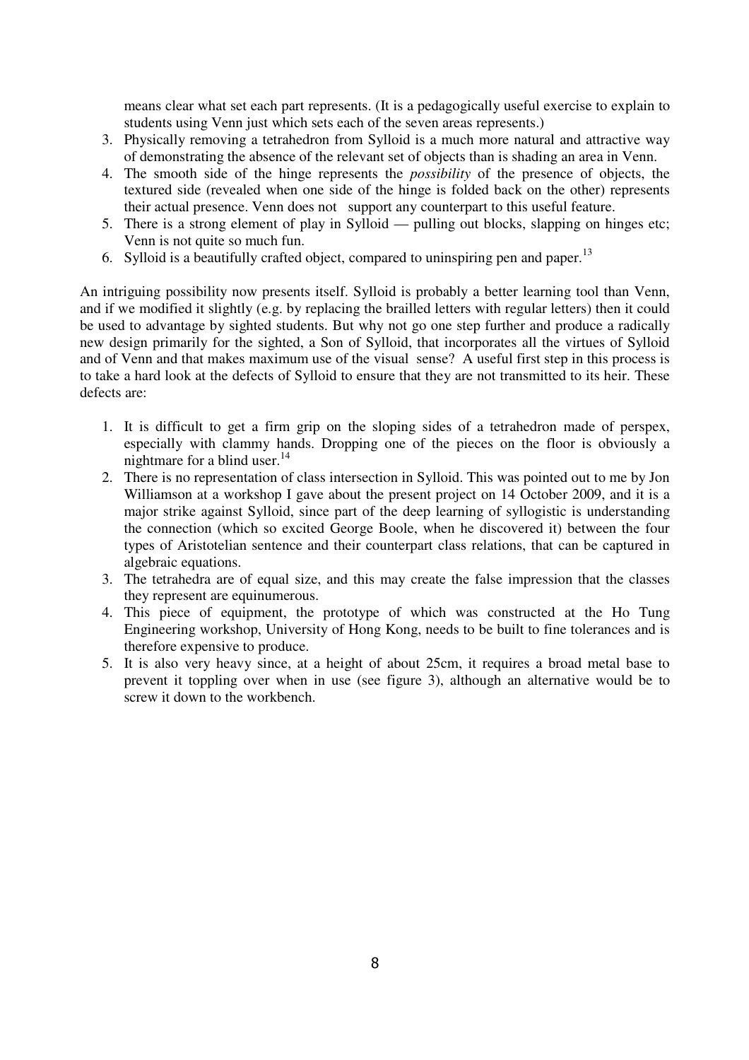means clear what set each part represents. (It is a pedagogically useful exercise to explain to students using Venn just which sets each of the seven areas represents.)

3. Physically removing a tetrahedron from Sylloid is a much more natural and attractive way of demonstrating the absence of the relevant set of objects than is shading an area in Venn.
4. The smooth side of the hinge represents the *possibility* of the presence of objects, the textured side (revealed when one side of the hinge is folded back on the other) represents their actual presence. Venn does not support any counterpart to this useful feature.
5. There is a strong element of play in Sylloid — pulling out blocks, slapping on hinges etc; Venn is not quite so much fun.
6. Sylloid is a beautifully crafted object, compared to uninspiring pen and paper.[13]

An intriguing possibility now presents itself. Sylloid is probably a better learning tool than Venn, and if we modified it slightly (e.g. by replacing the brailled letters with regular letters) then it could be used to advantage by sighted students. But why not go one step further and produce a radically new design primarily for the sighted, a Son of Sylloid, that incorporates all the virtues of Sylloid and of Venn and that makes maximum use of the visual sense? A useful first step in this process is to take a hard look at the defects of Sylloid to ensure that they are not transmitted to its heir. These defects are:

1. It is difficult to get a firm grip on the sloping sides of a tetrahedron made of perspex, especially with clammy hands. Dropping one of the pieces on the floor is obviously a nightmare for a blind user.[14]
2. There is no representation of class intersection in Sylloid. This was pointed out to me by Jon Williamson at a workshop I gave about the present project on 14 October 2009, and it is a major strike against Sylloid, since part of the deep learning of syllogistic is understanding the connection (which so excited George Boole, when he discovered it) between the four types of Aristotelian sentence and their counterpart class relations, that can be captured in algebraic equations.
3. The tetrahedra are of equal size, and this may create the false impression that the classes they represent are equinumerous.
4. This piece of equipment, the prototype of which was constructed at the Ho Tung Engineering workshop, University of Hong Kong, needs to be built to fine tolerances and is therefore expensive to produce.
5. It is also very heavy since, at a height of about 25cm, it requires a broad metal base to prevent it toppling over when in use (see figure 3), although an alternative would be to screw it down to the workbench.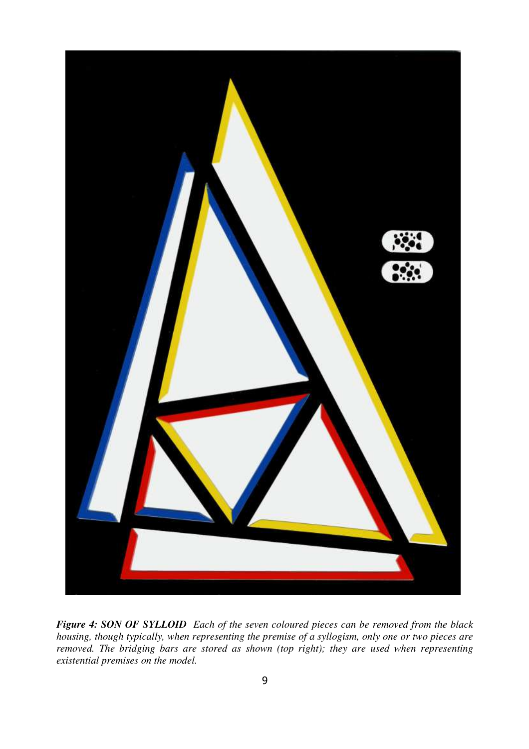***Figure 4: SON OF SYLLOID** Each of the seven coloured pieces can be removed from the black housing, though typically, when representing the premise of a syllogism, only one or two pieces are removed. The bridging bars are stored as shown (top right); they are used when representing existential premises on the model.*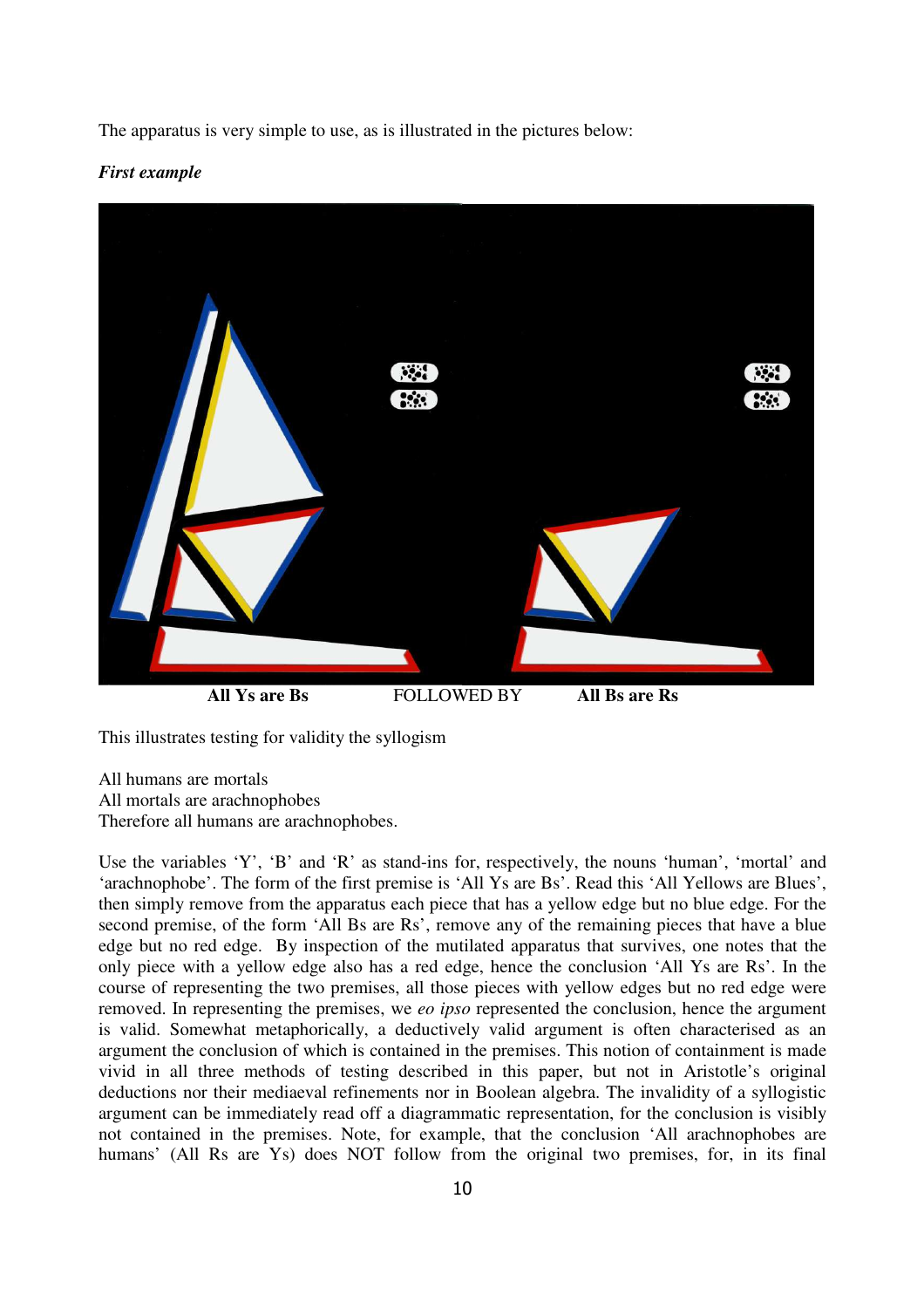The apparatus is very simple to use, as is illustrated in the pictures below:

***First example***

**All Ys are Bs** FOLLOWED BY **All Bs are Rs**

This illustrates testing for validity the syllogism

All humans are mortals
All mortals are arachnophobes
Therefore all humans are arachnophobes.

Use the variables 'Y', 'B' and 'R' as stand-ins for, respectively, the nouns 'human', 'mortal' and 'arachnophobe'. The form of the first premise is 'All Ys are Bs'. Read this 'All Yellows are Blues', then simply remove from the apparatus each piece that has a yellow edge but no blue edge. For the second premise, of the form 'All Bs are Rs', remove any of the remaining pieces that have a blue edge but no red edge. By inspection of the mutilated apparatus that survives, one notes that the only piece with a yellow edge also has a red edge, hence the conclusion 'All Ys are Rs'. In the course of representing the two premises, all those pieces with yellow edges but no red edge were removed. In representing the premises, we *eo ipso* represented the conclusion, hence the argument is valid. Somewhat metaphorically, a deductively valid argument is often characterised as an argument the conclusion of which is contained in the premises. This notion of containment is made vivid in all three methods of testing described in this paper, but not in Aristotle's original deductions nor their mediaeval refinements nor in Boolean algebra. The invalidity of a syllogistic argument can be immediately read off a diagrammatic representation, for the conclusion is visibly not contained in the premises. Note, for example, that the conclusion 'All arachnophobes are humans' (All Rs are Ys) does NOT follow from the original two premises, for, in its final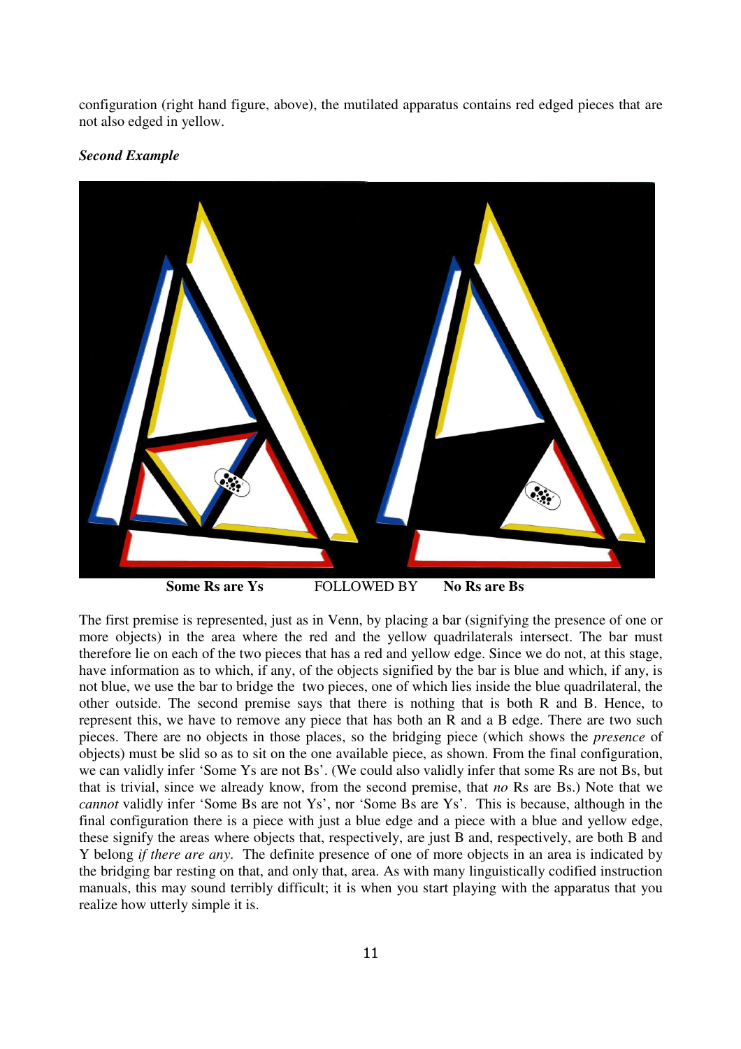configuration (right hand figure, above), the mutilated apparatus contains red edged pieces that are not also edged in yellow.

***Second Example***

**Some Rs are Ys** FOLLOWED BY **No Rs are Bs**

The first premise is represented, just as in Venn, by placing a bar (signifying the presence of one or more objects) in the area where the red and the yellow quadrilaterals intersect. The bar must therefore lie on each of the two pieces that has a red and yellow edge. Since we do not, at this stage, have information as to which, if any, of the objects signified by the bar is blue and which, if any, is not blue, we use the bar to bridge the two pieces, one of which lies inside the blue quadrilateral, the other outside. The second premise says that there is nothing that is both R and B. Hence, to represent this, we have to remove any piece that has both an R and a B edge. There are two such pieces. There are no objects in those places, so the bridging piece (which shows the *presence* of objects) must be slid so as to sit on the one available piece, as shown. From the final configuration, we can validly infer 'Some Ys are not Bs'. (We could also validly infer that some Rs are not Bs, but that is trivial, since we already know, from the second premise, that *no* Rs are Bs.) Note that we *cannot* validly infer 'Some Bs are not Ys', nor 'Some Bs are Ys'. This is because, although in the final configuration there is a piece with just a blue edge and a piece with a blue and yellow edge, these signify the areas where objects that, respectively, are just B and, respectively, are both B and Y belong *if there are any*. The definite presence of one of more objects in an area is indicated by the bridging bar resting on that, and only that, area. As with many linguistically codified instruction manuals, this may sound terribly difficult; it is when you start playing with the apparatus that you realize how utterly simple it is.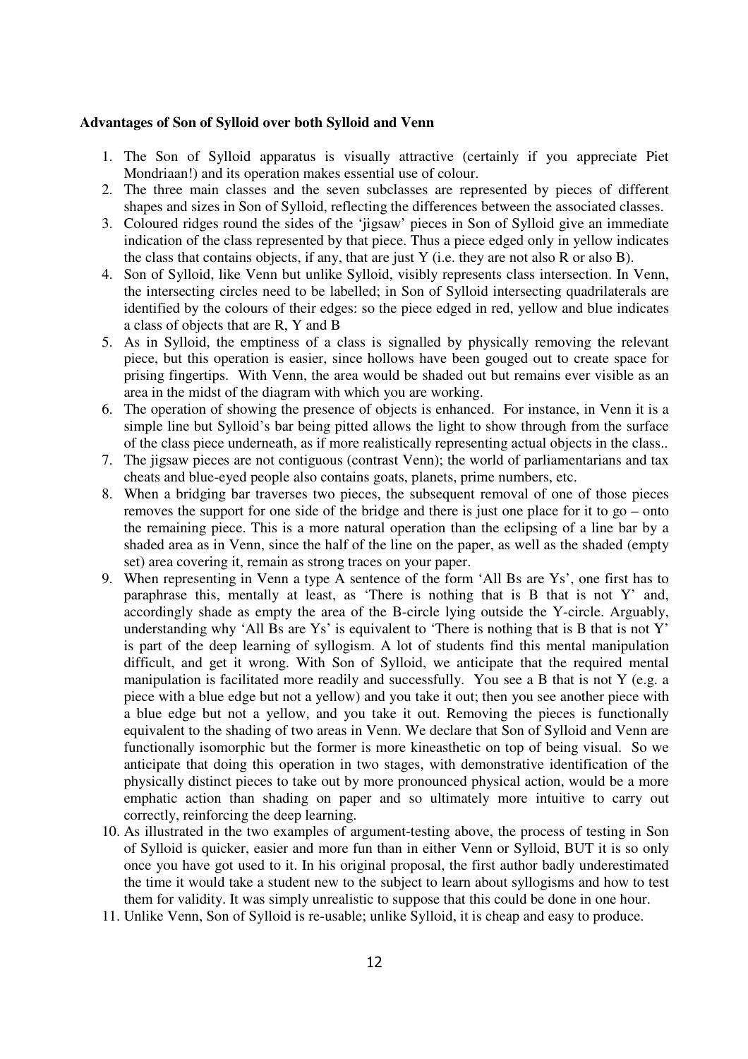**Advantages of Son of Sylloid over both Sylloid and Venn**

1. The Son of Sylloid apparatus is visually attractive (certainly if you appreciate Piet Mondriaan!) and its operation makes essential use of colour.
2. The three main classes and the seven subclasses are represented by pieces of different shapes and sizes in Son of Sylloid, reflecting the differences between the associated classes.
3. Coloured ridges round the sides of the 'jigsaw' pieces in Son of Sylloid give an immediate indication of the class represented by that piece. Thus a piece edged only in yellow indicates the class that contains objects, if any, that are just Y (i.e. they are not also R or also B).
4. Son of Sylloid, like Venn but unlike Sylloid, visibly represents class intersection. In Venn, the intersecting circles need to be labelled; in Son of Sylloid intersecting quadrilaterals are identified by the colours of their edges: so the piece edged in red, yellow and blue indicates a class of objects that are R, Y and B
5. As in Sylloid, the emptiness of a class is signalled by physically removing the relevant piece, but this operation is easier, since hollows have been gouged out to create space for prising fingertips. With Venn, the area would be shaded out but remains ever visible as an area in the midst of the diagram with which you are working.
6. The operation of showing the presence of objects is enhanced. For instance, in Venn it is a simple line but Sylloid's bar being pitted allows the light to show through from the surface of the class piece underneath, as if more realistically representing actual objects in the class..
7. The jigsaw pieces are not contiguous (contrast Venn); the world of parliamentarians and tax cheats and blue-eyed people also contains goats, planets, prime numbers, etc.
8. When a bridging bar traverses two pieces, the subsequent removal of one of those pieces removes the support for one side of the bridge and there is just one place for it to go – onto the remaining piece. This is a more natural operation than the eclipsing of a line bar by a shaded area as in Venn, since the half of the line on the paper, as well as the shaded (empty set) area covering it, remain as strong traces on your paper.
9. When representing in Venn a type A sentence of the form 'All Bs are Ys', one first has to paraphrase this, mentally at least, as 'There is nothing that is B that is not Y' and, accordingly shade as empty the area of the B-circle lying outside the Y-circle. Arguably, understanding why 'All Bs are Ys' is equivalent to 'There is nothing that is B that is not Y' is part of the deep learning of syllogism. A lot of students find this mental manipulation difficult, and get it wrong. With Son of Sylloid, we anticipate that the required mental manipulation is facilitated more readily and successfully. You see a B that is not Y (e.g. a piece with a blue edge but not a yellow) and you take it out; then you see another piece with a blue edge but not a yellow, and you take it out. Removing the pieces is functionally equivalent to the shading of two areas in Venn. We declare that Son of Sylloid and Venn are functionally isomorphic but the former is more kineasthetic on top of being visual. So we anticipate that doing this operation in two stages, with demonstrative identification of the physically distinct pieces to take out by more pronounced physical action, would be a more emphatic action than shading on paper and so ultimately more intuitive to carry out correctly, reinforcing the deep learning.
10. As illustrated in the two examples of argument-testing above, the process of testing in Son of Sylloid is quicker, easier and more fun than in either Venn or Sylloid, BUT it is so only once you have got used to it. In his original proposal, the first author badly underestimated the time it would take a student new to the subject to learn about syllogisms and how to test them for validity. It was simply unrealistic to suppose that this could be done in one hour.
11. Unlike Venn, Son of Sylloid is re-usable; unlike Sylloid, it is cheap and easy to produce.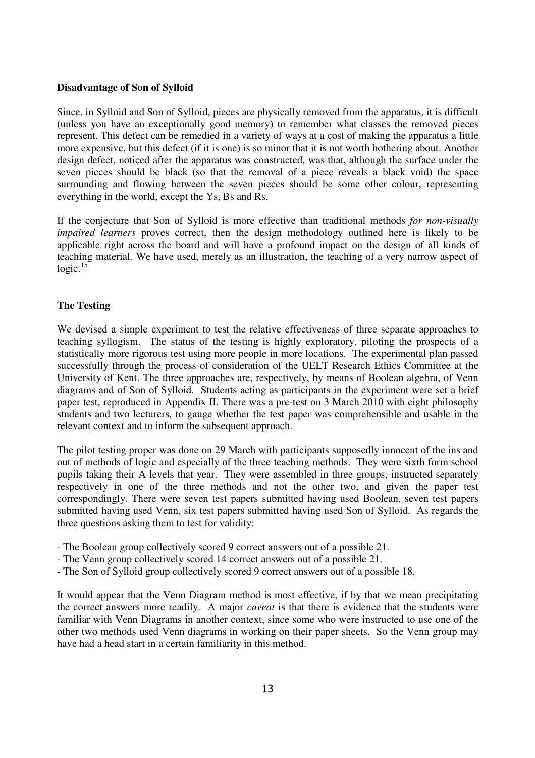**Disadvantage of Son of Sylloid**

Since, in Sylloid and Son of Sylloid, pieces are physically removed from the apparatus, it is difficult (unless you have an exceptionally good memory) to remember what classes the removed pieces represent. This defect can be remedied in a variety of ways at a cost of making the apparatus a little more expensive, but this defect (if it is one) is so minor that it is not worth bothering about. Another design defect, noticed after the apparatus was constructed, was that, although the surface under the seven pieces should be black (so that the removal of a piece reveals a black void) the space surrounding and flowing between the seven pieces should be some other colour, representing everything in the world, except the Ys, Bs and Rs.

If the conjecture that Son of Sylloid is more effective than traditional methods *for non-visually impaired learners* proves correct, then the design methodology outlined here is likely to be applicable right across the board and will have a profound impact on the design of all kinds of teaching material. We have used, merely as an illustration, the teaching of a very narrow aspect of logic.[15]

**The Testing**

We devised a simple experiment to test the relative effectiveness of three separate approaches to teaching syllogism. The status of the testing is highly exploratory, piloting the prospects of a statistically more rigorous test using more people in more locations. The experimental plan passed successfully through the process of consideration of the UELT Research Ethics Committee at the University of Kent. The three approaches are, respectively, by means of Boolean algebra, of Venn diagrams and of Son of Sylloid. Students acting as participants in the experiment were set a brief paper test, reproduced in Appendix II. There was a pre-test on 3 March 2010 with eight philosophy students and two lecturers, to gauge whether the test paper was comprehensible and usable in the relevant context and to inform the subsequent approach.

The pilot testing proper was done on 29 March with participants supposedly innocent of the ins and out of methods of logic and especially of the three teaching methods. They were sixth form school pupils taking their A levels that year. They were assembled in three groups, instructed separately respectively in one of the three methods and not the other two, and given the paper test correspondingly. There were seven test papers submitted having used Boolean, seven test papers submitted having used Venn, six test papers submitted having used Son of Sylloid. As regards the three questions asking them to test for validity:

- The Boolean group collectively scored 9 correct answers out of a possible 21.
- The Venn group collectively scored 14 correct answers out of a possible 21.
- The Son of Sylloid group collectively scored 9 correct answers out of a possible 18.

It would appear that the Venn Diagram method is most effective, if by that we mean precipitating the correct answers more readily. A major *caveat* is that there is evidence that the students were familiar with Venn Diagrams in another context, since some who were instructed to use one of the other two methods used Venn diagrams in working on their paper sheets. So the Venn group may have had a head start in a certain familiarity in this method.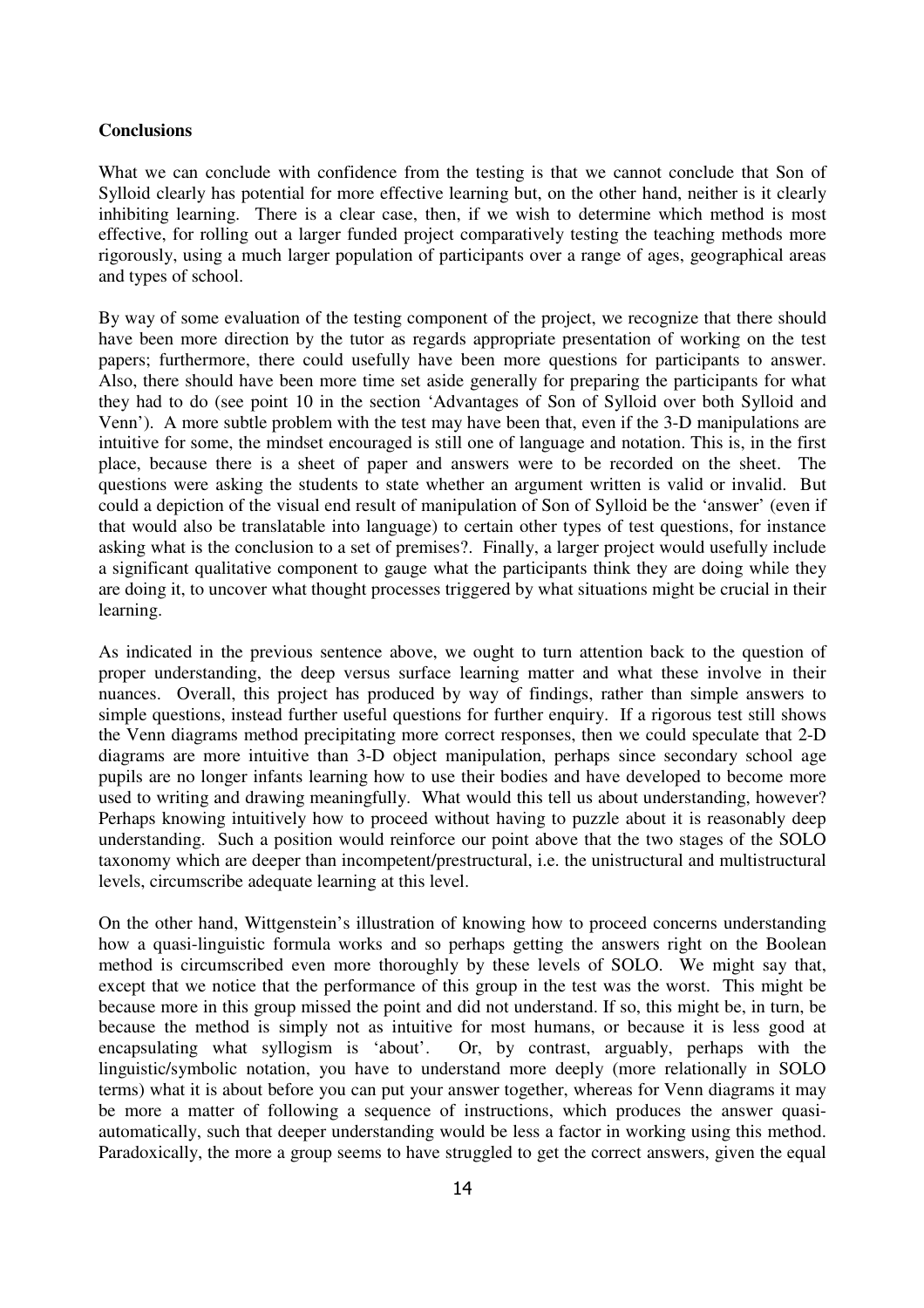**Conclusions**

What we can conclude with confidence from the testing is that we cannot conclude that Son of Sylloid clearly has potential for more effective learning but, on the other hand, neither is it clearly inhibiting learning. There is a clear case, then, if we wish to determine which method is most effective, for rolling out a larger funded project comparatively testing the teaching methods more rigorously, using a much larger population of participants over a range of ages, geographical areas and types of school.

By way of some evaluation of the testing component of the project, we recognize that there should have been more direction by the tutor as regards appropriate presentation of working on the test papers; furthermore, there could usefully have been more questions for participants to answer. Also, there should have been more time set aside generally for preparing the participants for what they had to do (see point 10 in the section 'Advantages of Son of Sylloid over both Sylloid and Venn'). A more subtle problem with the test may have been that, even if the 3-D manipulations are intuitive for some, the mindset encouraged is still one of language and notation. This is, in the first place, because there is a sheet of paper and answers were to be recorded on the sheet. The questions were asking the students to state whether an argument written is valid or invalid. But could a depiction of the visual end result of manipulation of Son of Sylloid be the 'answer' (even if that would also be translatable into language) to certain other types of test questions, for instance asking what is the conclusion to a set of premises?. Finally, a larger project would usefully include a significant qualitative component to gauge what the participants think they are doing while they are doing it, to uncover what thought processes triggered by what situations might be crucial in their learning.

As indicated in the previous sentence above, we ought to turn attention back to the question of proper understanding, the deep versus surface learning matter and what these involve in their nuances. Overall, this project has produced by way of findings, rather than simple answers to simple questions, instead further useful questions for further enquiry. If a rigorous test still shows the Venn diagrams method precipitating more correct responses, then we could speculate that 2-D diagrams are more intuitive than 3-D object manipulation, perhaps since secondary school age pupils are no longer infants learning how to use their bodies and have developed to become more used to writing and drawing meaningfully. What would this tell us about understanding, however? Perhaps knowing intuitively how to proceed without having to puzzle about it is reasonably deep understanding. Such a position would reinforce our point above that the two stages of the SOLO taxonomy which are deeper than incompetent/prestructural, i.e. the unistructural and multistructural levels, circumscribe adequate learning at this level.

On the other hand, Wittgenstein's illustration of knowing how to proceed concerns understanding how a quasi-linguistic formula works and so perhaps getting the answers right on the Boolean method is circumscribed even more thoroughly by these levels of SOLO. We might say that, except that we notice that the performance of this group in the test was the worst. This might be because more in this group missed the point and did not understand. If so, this might be, in turn, be because the method is simply not as intuitive for most humans, or because it is less good at encapsulating what syllogism is 'about'. Or, by contrast, arguably, perhaps with the linguistic/symbolic notation, you have to understand more deeply (more relationally in SOLO terms) what it is about before you can put your answer together, whereas for Venn diagrams it may be more a matter of following a sequence of instructions, which produces the answer quasi-automatically, such that deeper understanding would be less a factor in working using this method. Paradoxically, the more a group seems to have struggled to get the correct answers, given the equal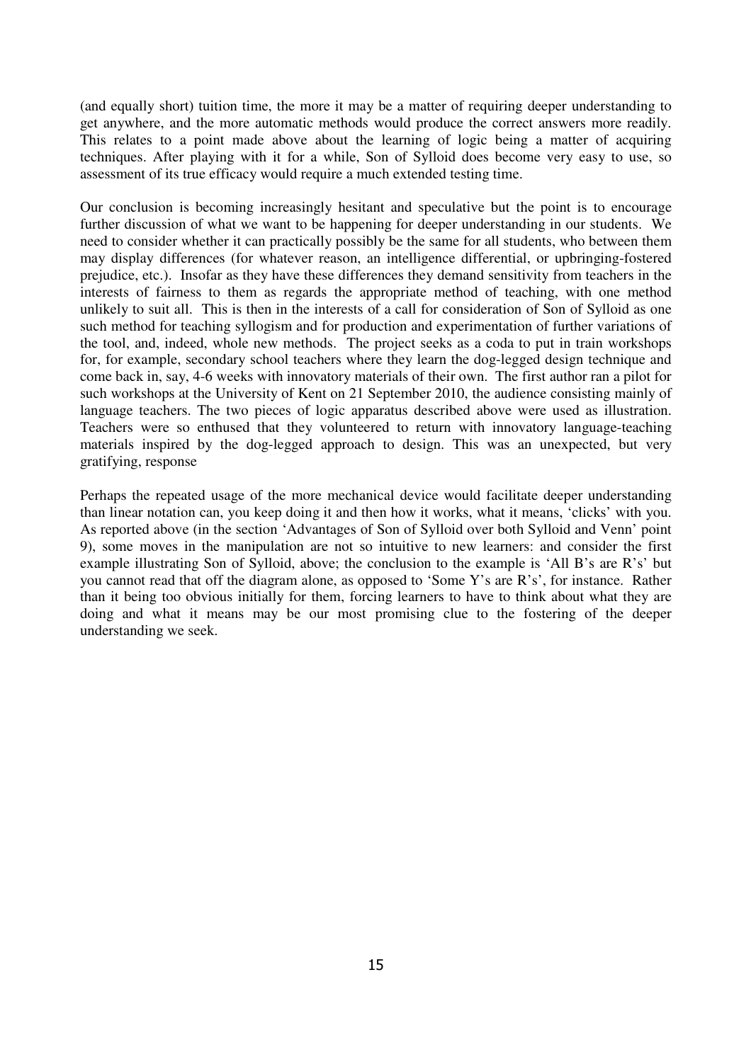(and equally short) tuition time, the more it may be a matter of requiring deeper understanding to get anywhere, and the more automatic methods would produce the correct answers more readily. This relates to a point made above about the learning of logic being a matter of acquiring techniques. After playing with it for a while, Son of Sylloid does become very easy to use, so assessment of its true efficacy would require a much extended testing time.

Our conclusion is becoming increasingly hesitant and speculative but the point is to encourage further discussion of what we want to be happening for deeper understanding in our students. We need to consider whether it can practically possibly be the same for all students, who between them may display differences (for whatever reason, an intelligence differential, or upbringing-fostered prejudice, etc.). Insofar as they have these differences they demand sensitivity from teachers in the interests of fairness to them as regards the appropriate method of teaching, with one method unlikely to suit all. This is then in the interests of a call for consideration of Son of Sylloid as one such method for teaching syllogism and for production and experimentation of further variations of the tool, and, indeed, whole new methods. The project seeks as a coda to put in train workshops for, for example, secondary school teachers where they learn the dog-legged design technique and come back in, say, 4-6 weeks with innovatory materials of their own. The first author ran a pilot for such workshops at the University of Kent on 21 September 2010, the audience consisting mainly of language teachers. The two pieces of logic apparatus described above were used as illustration. Teachers were so enthused that they volunteered to return with innovatory language-teaching materials inspired by the dog-legged approach to design. This was an unexpected, but very gratifying, response

Perhaps the repeated usage of the more mechanical device would facilitate deeper understanding than linear notation can, you keep doing it and then how it works, what it means, 'clicks' with you. As reported above (in the section 'Advantages of Son of Sylloid over both Sylloid and Venn' point 9), some moves in the manipulation are not so intuitive to new learners: and consider the first example illustrating Son of Sylloid, above; the conclusion to the example is 'All B's are R's' but you cannot read that off the diagram alone, as opposed to 'Some Y's are R's', for instance. Rather than it being too obvious initially for them, forcing learners to have to think about what they are doing and what it means may be our most promising clue to the fostering of the deeper understanding we seek.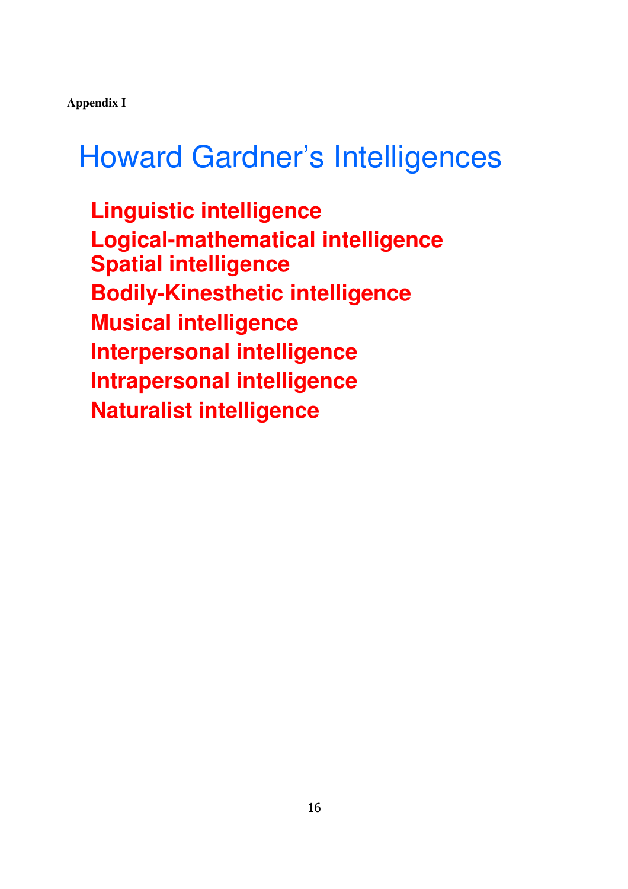**Appendix I**

# Howard Gardner's Intelligences

**Linguistic intelligence**
**Logical-mathematical intelligence**
**Spatial intelligence**
**Bodily-Kinesthetic intelligence**
**Musical intelligence**
**Interpersonal intelligence**
**Intrapersonal intelligence**
**Naturalist intelligence**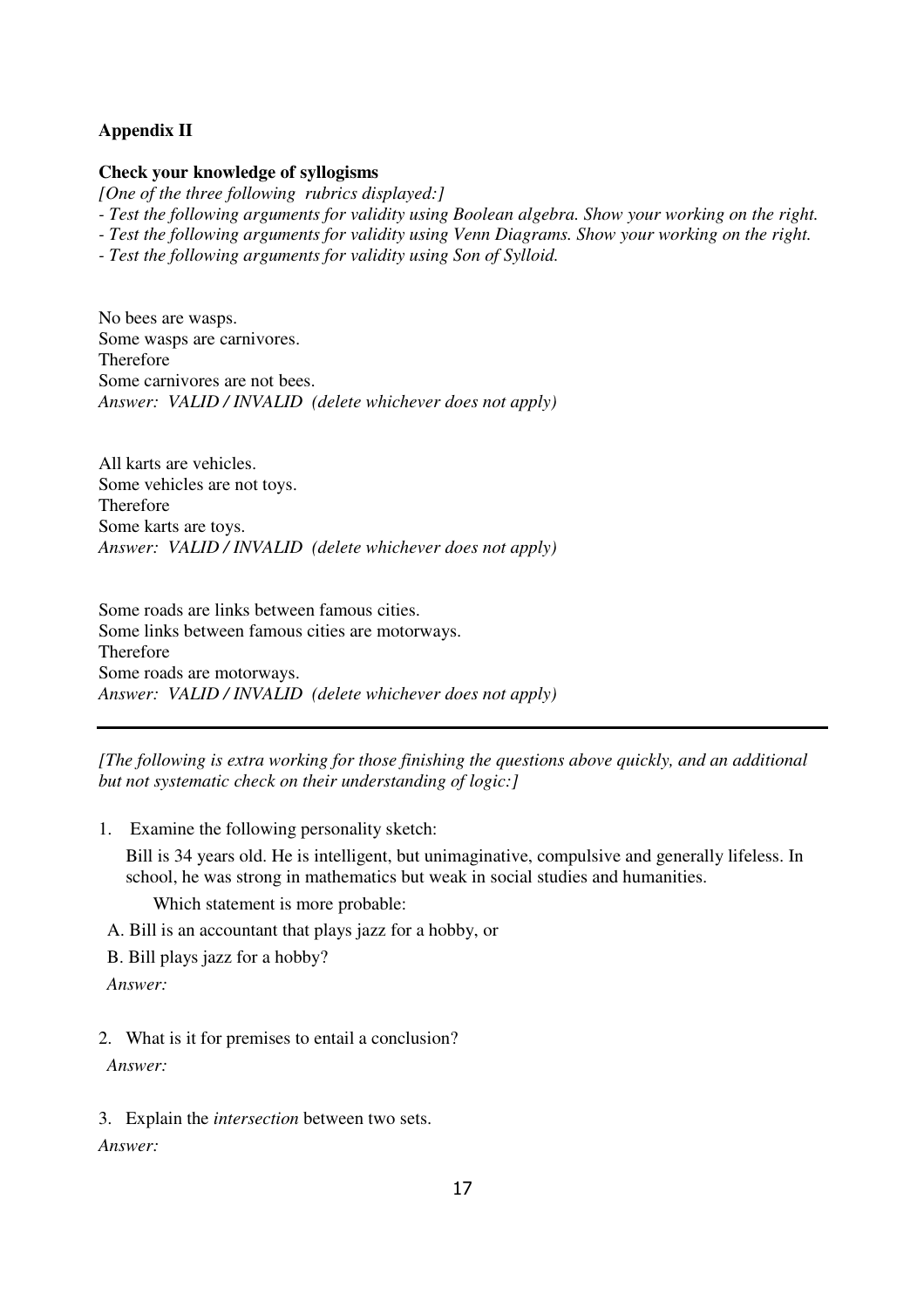### Appendix II

**Check your knowledge of syllogisms**

*[One of the three following rubrics displayed:]*

*- Test the following arguments for validity using Boolean algebra. Show your working on the right.*

*- Test the following arguments for validity using Venn Diagrams. Show your working on the right.*

*- Test the following arguments for validity using Son of Sylloid.*

No bees are wasps.
Some wasps are carnivores.
Therefore
Some carnivores are not bees.
*Answer: VALID / INVALID (delete whichever does not apply)*

All karts are vehicles.
Some vehicles are not toys.
Therefore
Some karts are toys.
*Answer: VALID / INVALID (delete whichever does not apply)*

Some roads are links between famous cities.
Some links between famous cities are motorways.
Therefore
Some roads are motorways.
*Answer: VALID / INVALID (delete whichever does not apply)*

---

*[The following is extra working for those finishing the questions above quickly, and an additional but not systematic check on their understanding of logic:]*

1. Examine the following personality sketch:

   Bill is 34 years old. He is intelligent, but unimaginative, compulsive and generally lifeless. In school, he was strong in mathematics but weak in social studies and humanities.

   Which statement is more probable:

   A. Bill is an accountant that plays jazz for a hobby, or

   B. Bill plays jazz for a hobby?

   *Answer:*

2. What is it for premises to entail a conclusion?

   *Answer:*

3. Explain the *intersection* between two sets.

   *Answer:*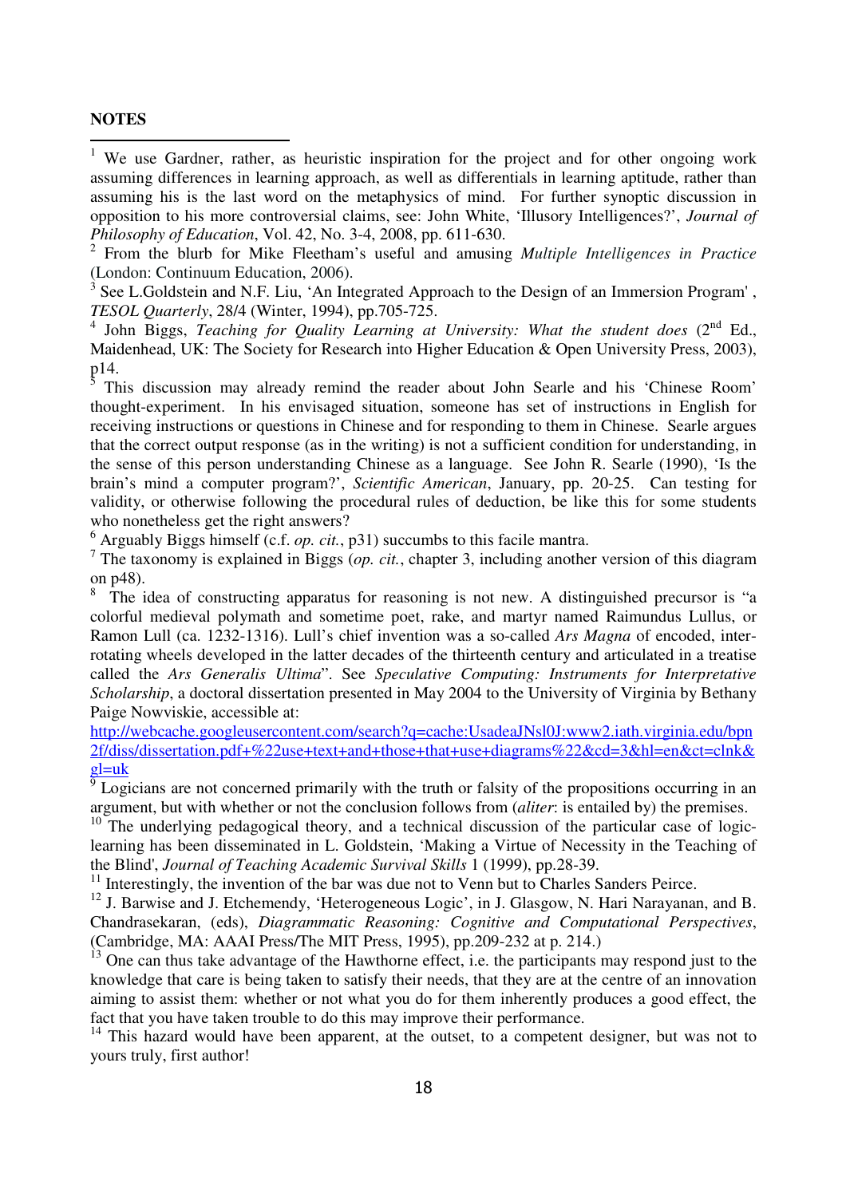**NOTES**

[1] We use Gardner, rather, as heuristic inspiration for the project and for other ongoing work assuming differences in learning approach, as well as differentials in learning aptitude, rather than assuming his is the last word on the metaphysics of mind. For further synoptic discussion in opposition to his more controversial claims, see: John White, 'Illusory Intelligences?', *Journal of Philosophy of Education*, Vol. 42, No. 3-4, 2008, pp. 611-630.

[2] From the blurb for Mike Fleetham's useful and amusing *Multiple Intelligences in Practice* (London: Continuum Education, 2006).

[3] See L.Goldstein and N.F. Liu, 'An Integrated Approach to the Design of an Immersion Program' , *TESOL Quarterly*, 28/4 (Winter, 1994), pp.705-725.

[4] John Biggs, *Teaching for Quality Learning at University: What the student does* (2nd Ed., Maidenhead, UK: The Society for Research into Higher Education & Open University Press, 2003), p14.

[5] This discussion may already remind the reader about John Searle and his 'Chinese Room' thought-experiment. In his envisaged situation, someone has set of instructions in English for receiving instructions or questions in Chinese and for responding to them in Chinese. Searle argues that the correct output response (as in the writing) is not a sufficient condition for understanding, in the sense of this person understanding Chinese as a language. See John R. Searle (1990), 'Is the brain's mind a computer program?', *Scientific American*, January, pp. 20-25. Can testing for validity, or otherwise following the procedural rules of deduction, be like this for some students who nonetheless get the right answers?

[6] Arguably Biggs himself (c.f. *op. cit.*, p31) succumbs to this facile mantra.

[7] The taxonomy is explained in Biggs (*op. cit.*, chapter 3, including another version of this diagram on p48).

[8] The idea of constructing apparatus for reasoning is not new. A distinguished precursor is "a colorful medieval polymath and sometime poet, rake, and martyr named Raimundus Lullus, or Ramon Lull (ca. 1232-1316). Lull's chief invention was a so-called *Ars Magna* of encoded, inter-rotating wheels developed in the latter decades of the thirteenth century and articulated in a treatise called the *Ars Generalis Ultima*". See *Speculative Computing: Instruments for Interpretative Scholarship*, a doctoral dissertation presented in May 2004 to the University of Virginia by Bethany Paige Nowviskie, accessible at: http://webcache.googleusercontent.com/search?q=cache:UsadeaJNsl0J:www2.iath.virginia.edu/bpn2f/diss/dissertation.pdf+%22use+text+and+those+that+use+diagrams%22&cd=3&hl=en&ct=clnk&gl=uk

[9] Logicians are not concerned primarily with the truth or falsity of the propositions occurring in an argument, but with whether or not the conclusion follows from (*aliter*: is entailed by) the premises.

[10] The underlying pedagogical theory, and a technical discussion of the particular case of logic-learning has been disseminated in L. Goldstein, 'Making a Virtue of Necessity in the Teaching of the Blind', *Journal of Teaching Academic Survival Skills* 1 (1999), pp.28-39.

[11] Interestingly, the invention of the bar was due not to Venn but to Charles Sanders Peirce.

[12] J. Barwise and J. Etchemendy, 'Heterogeneous Logic', in J. Glasgow, N. Hari Narayanan, and B. Chandrasekaran, (eds), *Diagrammatic Reasoning: Cognitive and Computational Perspectives*, (Cambridge, MA: AAAI Press/The MIT Press, 1995), pp.209-232 at p. 214.)

[13] One can thus take advantage of the Hawthorne effect, i.e. the participants may respond just to the knowledge that care is being taken to satisfy their needs, that they are at the centre of an innovation aiming to assist them: whether or not what you do for them inherently produces a good effect, the fact that you have taken trouble to do this may improve their performance.

[14] This hazard would have been apparent, at the outset, to a competent designer, but was not to yours truly, first author!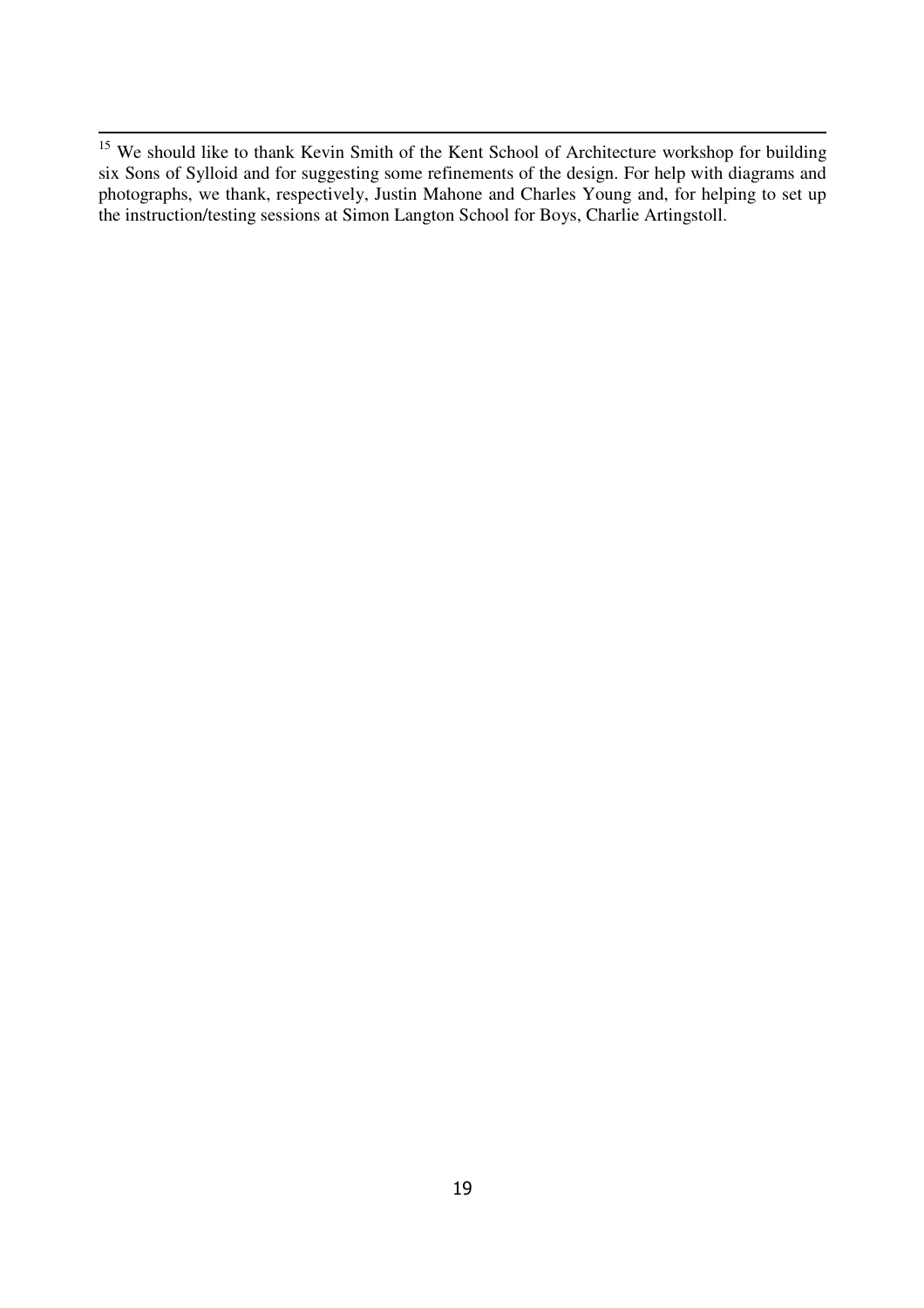[15] We should like to thank Kevin Smith of the Kent School of Architecture workshop for building six Sons of Sylloid and for suggesting some refinements of the design. For help with diagrams and photographs, we thank, respectively, Justin Mahone and Charles Young and, for helping to set up the instruction/testing sessions at Simon Langton School for Boys, Charlie Artingstoll.